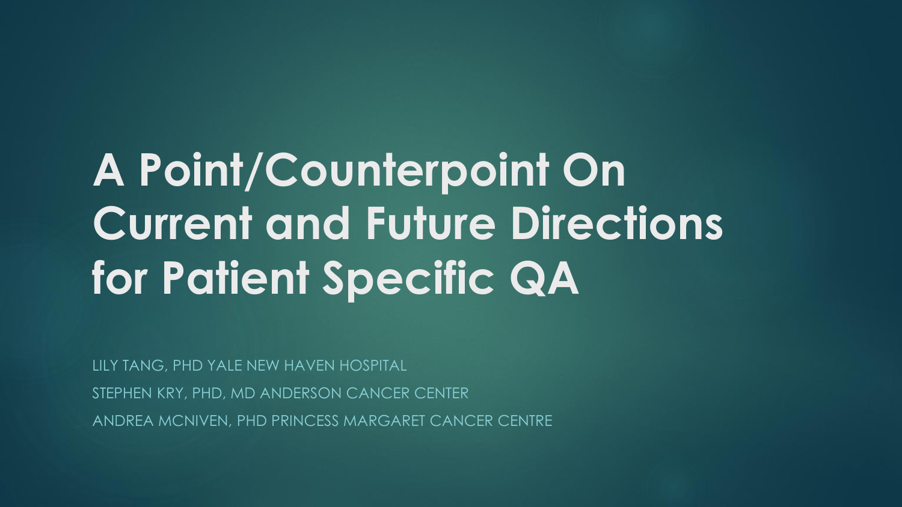# A Point/Counterpoint On Current and Future Directions for Patient Specific QA

LILY TANG, PHD YALE NEW HAVEN HOSPITAL

STEPHEN KRY, PHD, MD ANDERSON CANCER CENTER

ANDREA MCNIVEN, PHD PRINCESS MARGARET CANCER CENTRE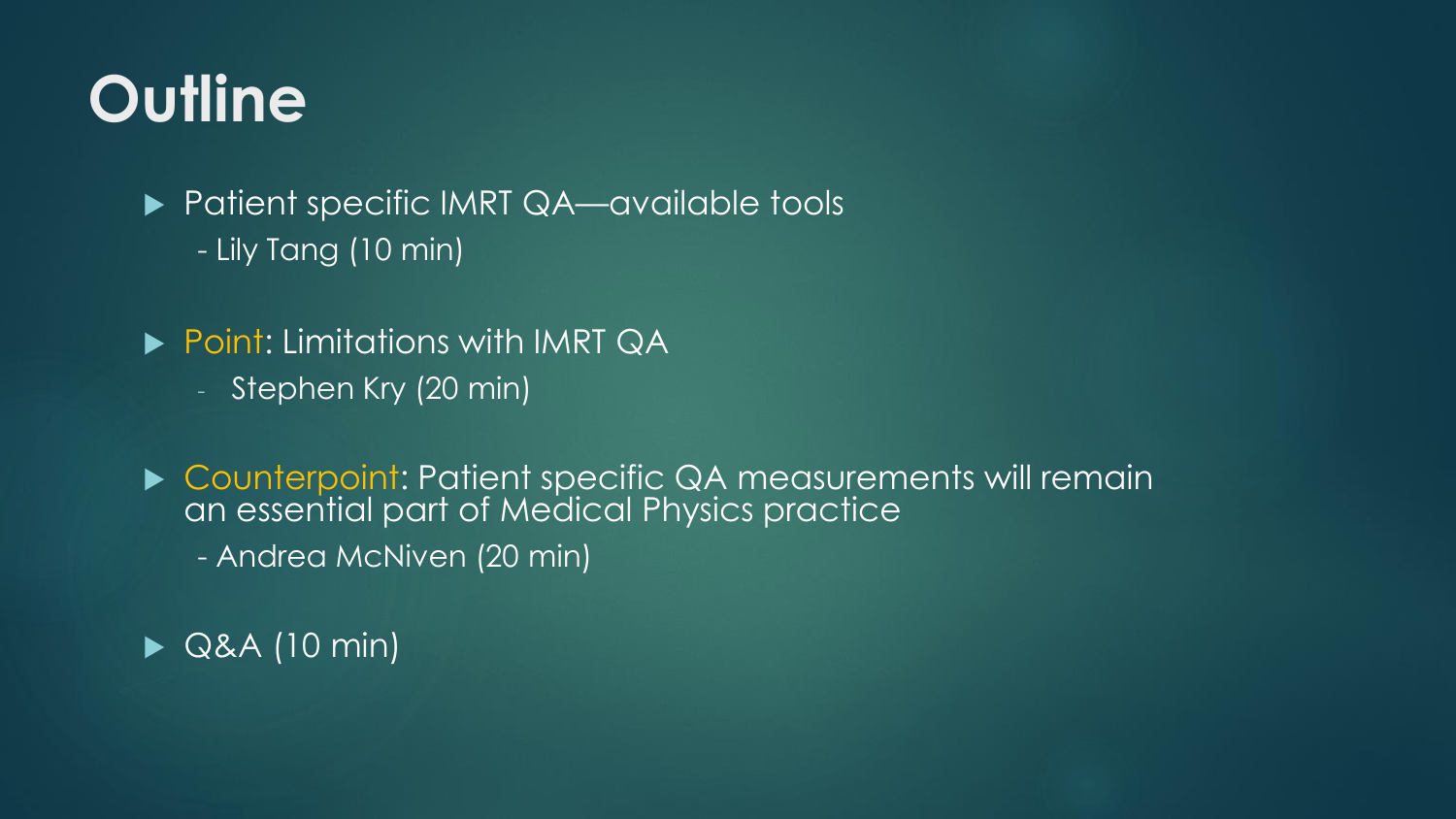# Outline

- Patient specific IMRT QA—available tools
  - Lily Tang (10 min)
- Point: Limitations with IMRT QA
  - Stephen Kry (20 min)
- Counterpoint: Patient specific QA measurements will remain an essential part of Medical Physics practice
  - Andrea McNiven (20 min)
- Q&A (10 min)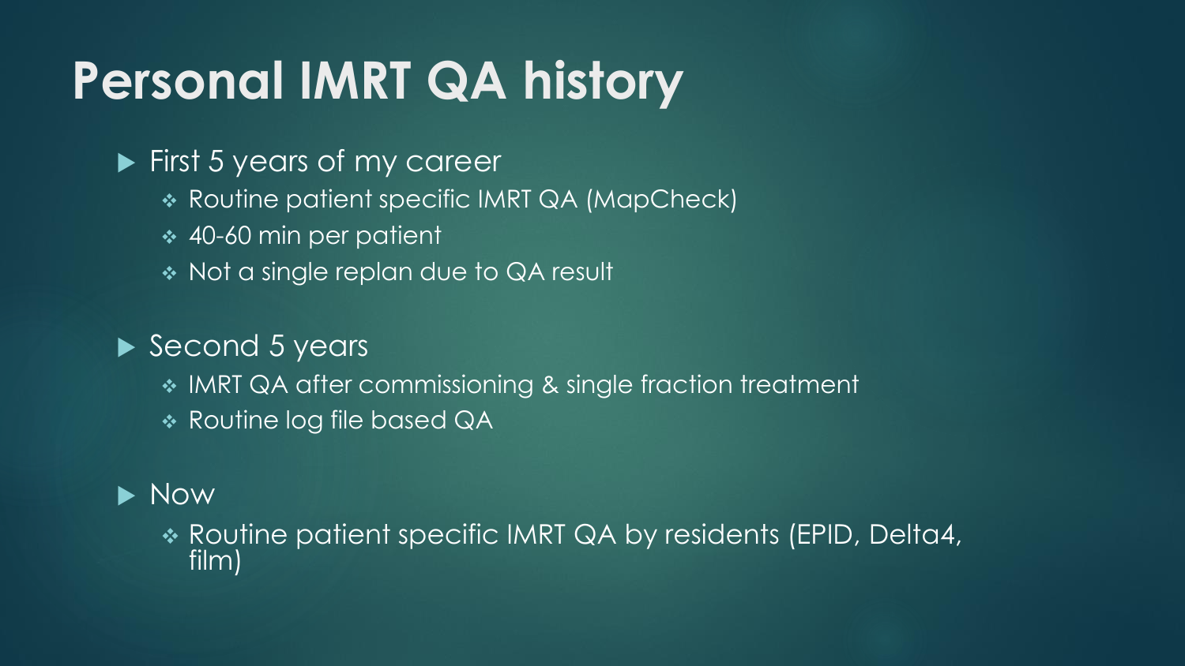# Personal IMRT QA history

- First 5 years of my career
  - Routine patient specific IMRT QA (MapCheck)
  - 40-60 min per patient
  - Not a single replan due to QA result
- Second 5 years
  - IMRT QA after commissioning & single fraction treatment
  - Routine log file based QA
- Now
  - Routine patient specific IMRT QA by residents (EPID, Delta4, film)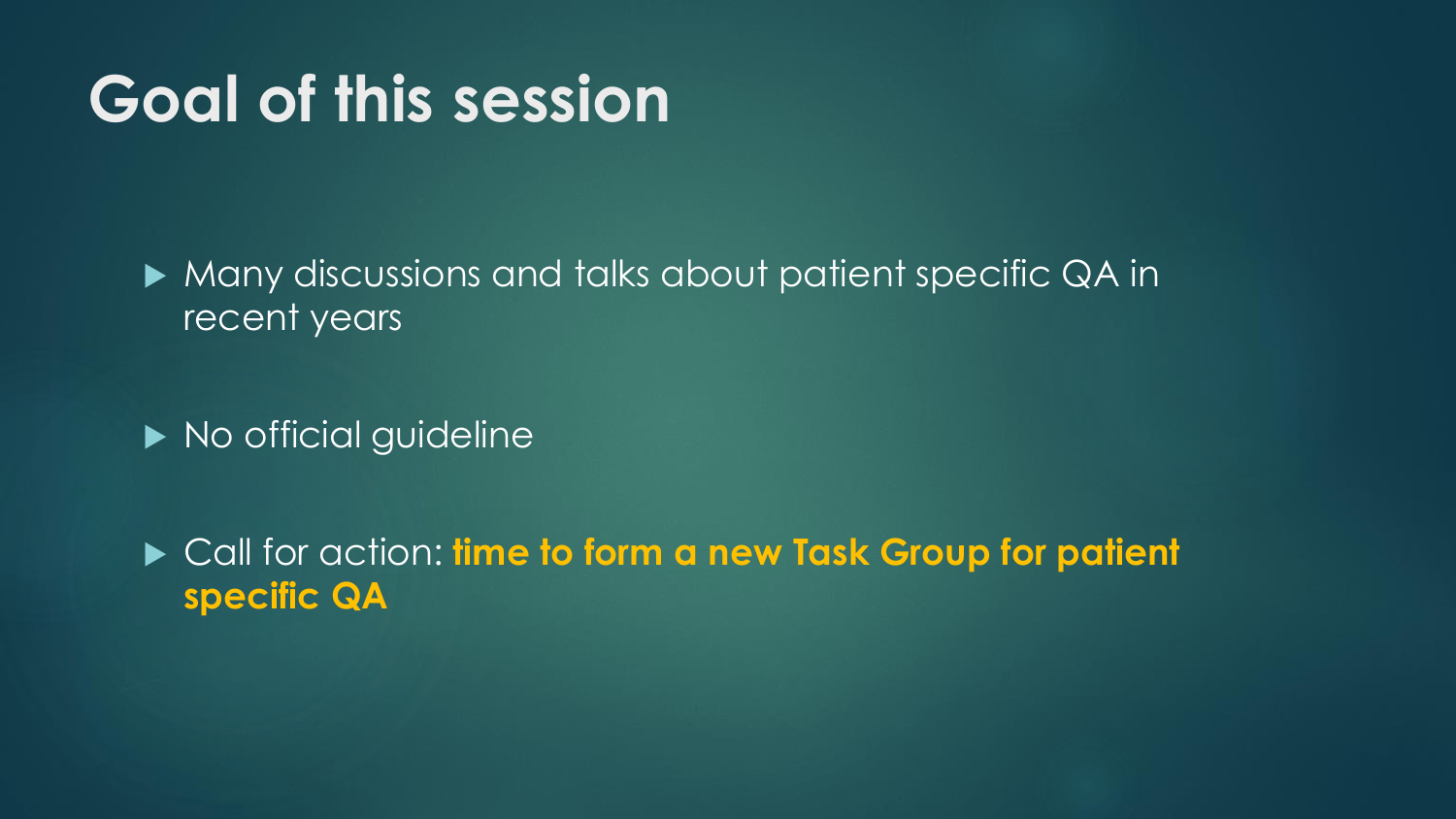# Goal of this session

- Many discussions and talks about patient specific QA in recent years
- No official guideline
- Call for action: **time to form a new Task Group for patient specific QA**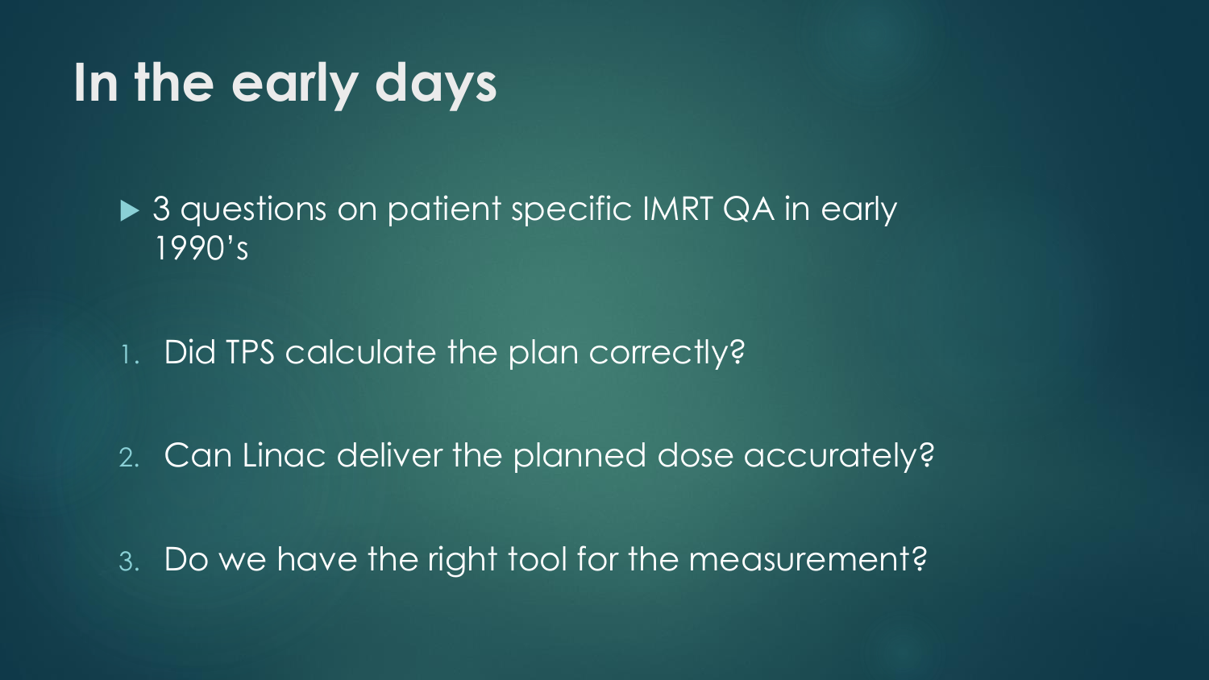# In the early days

- 3 questions on patient specific IMRT QA in early 1990's

1. Did TPS calculate the plan correctly?

2. Can Linac deliver the planned dose accurately?

3. Do we have the right tool for the measurement?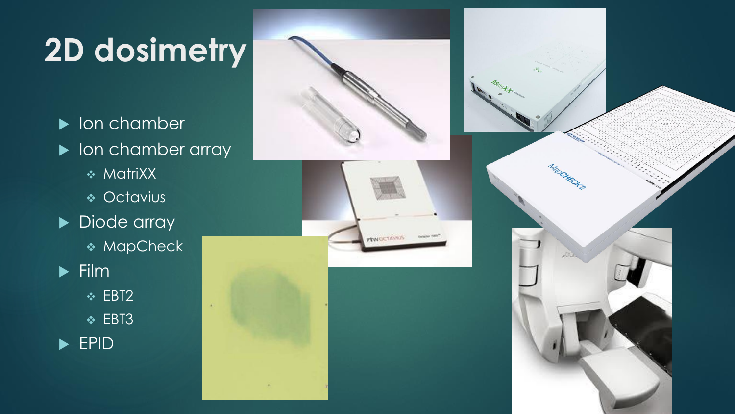# 2D dosimetry

- Ion chamber
- Ion chamber array
  - MatriXX
  - Octavius
- Diode array
  - MapCheck
- Film
  - EBT2
  - EBT3
- EPID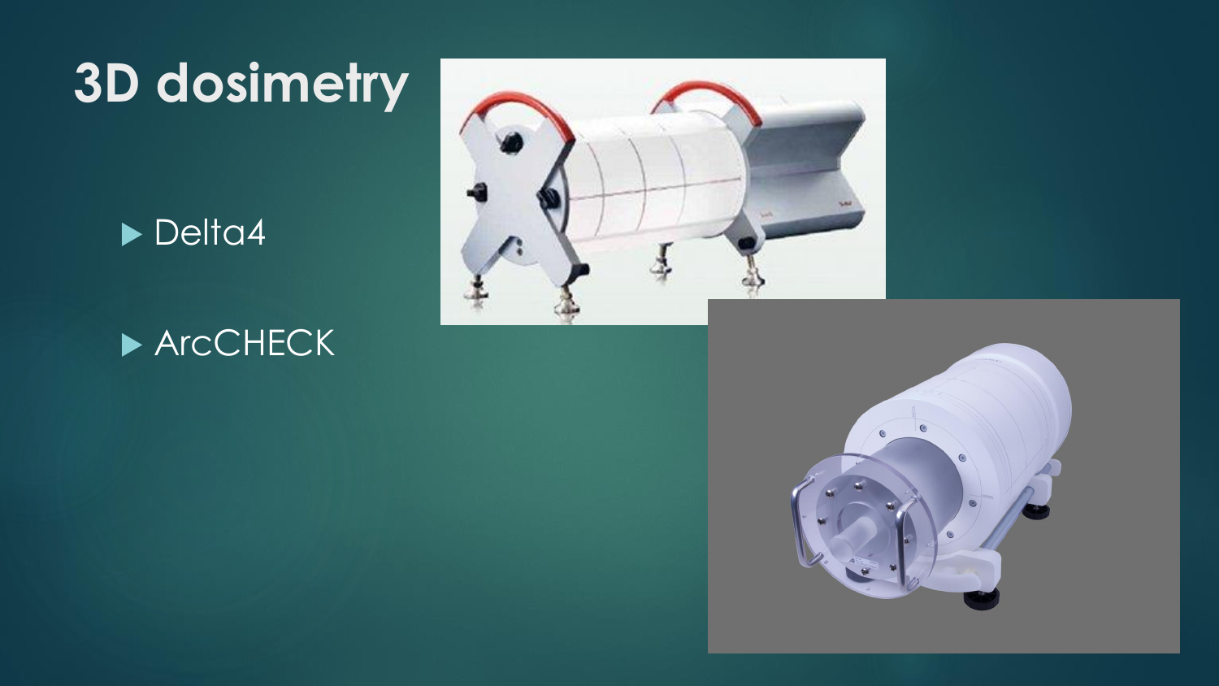# 3D dosimetry

- Delta4
- ArcCHECK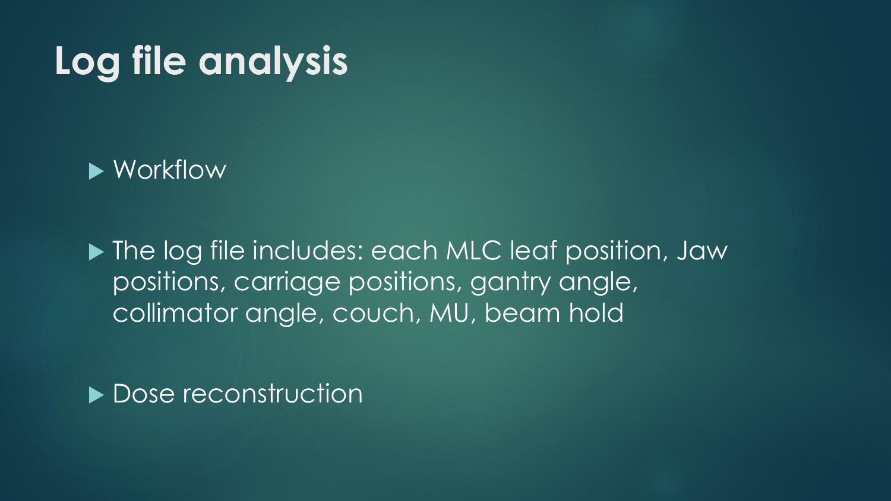# Log file analysis

- Workflow
- The log file includes: each MLC leaf position, Jaw positions, carriage positions, gantry angle, collimator angle, couch, MU, beam hold
- Dose reconstruction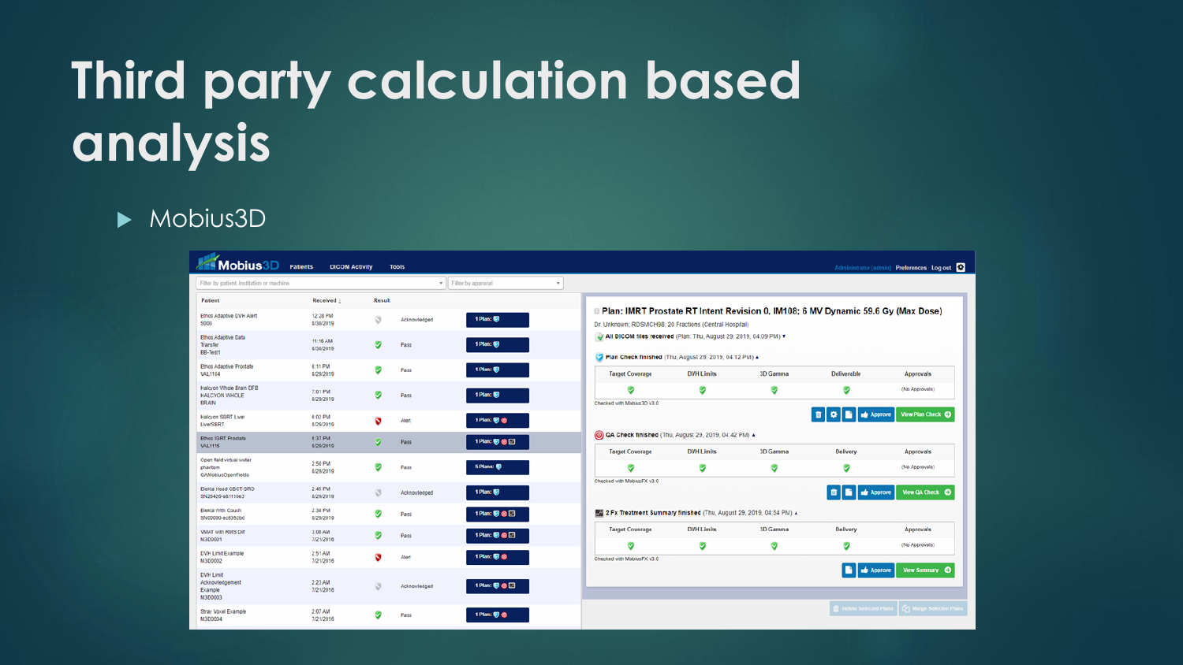# Third party calculation based analysis

- Mobius3D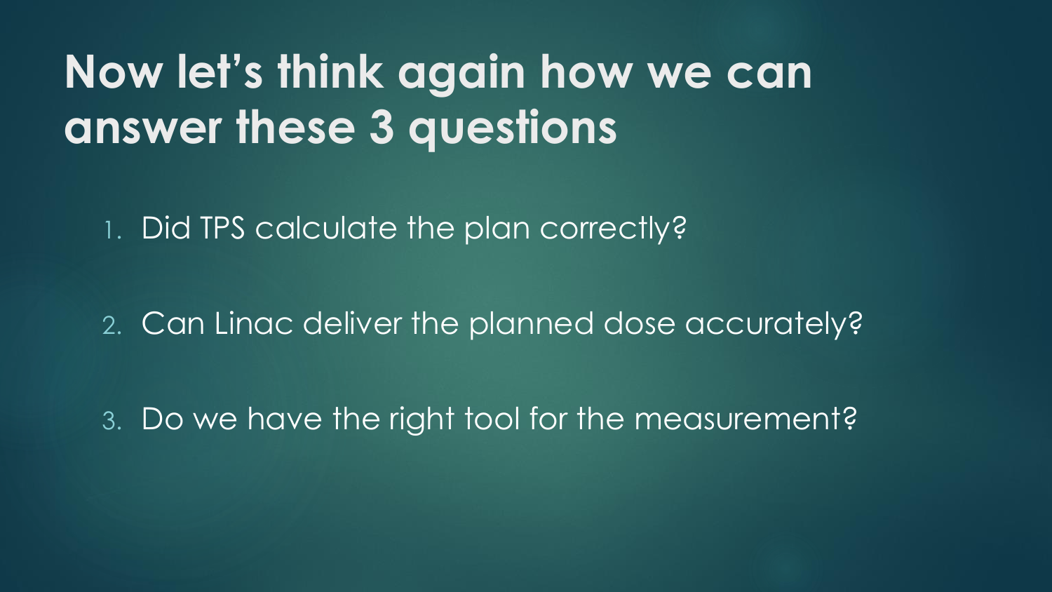# Now let's think again how we can answer these 3 questions

1. Did TPS calculate the plan correctly?
2. Can Linac deliver the planned dose accurately?
3. Do we have the right tool for the measurement?